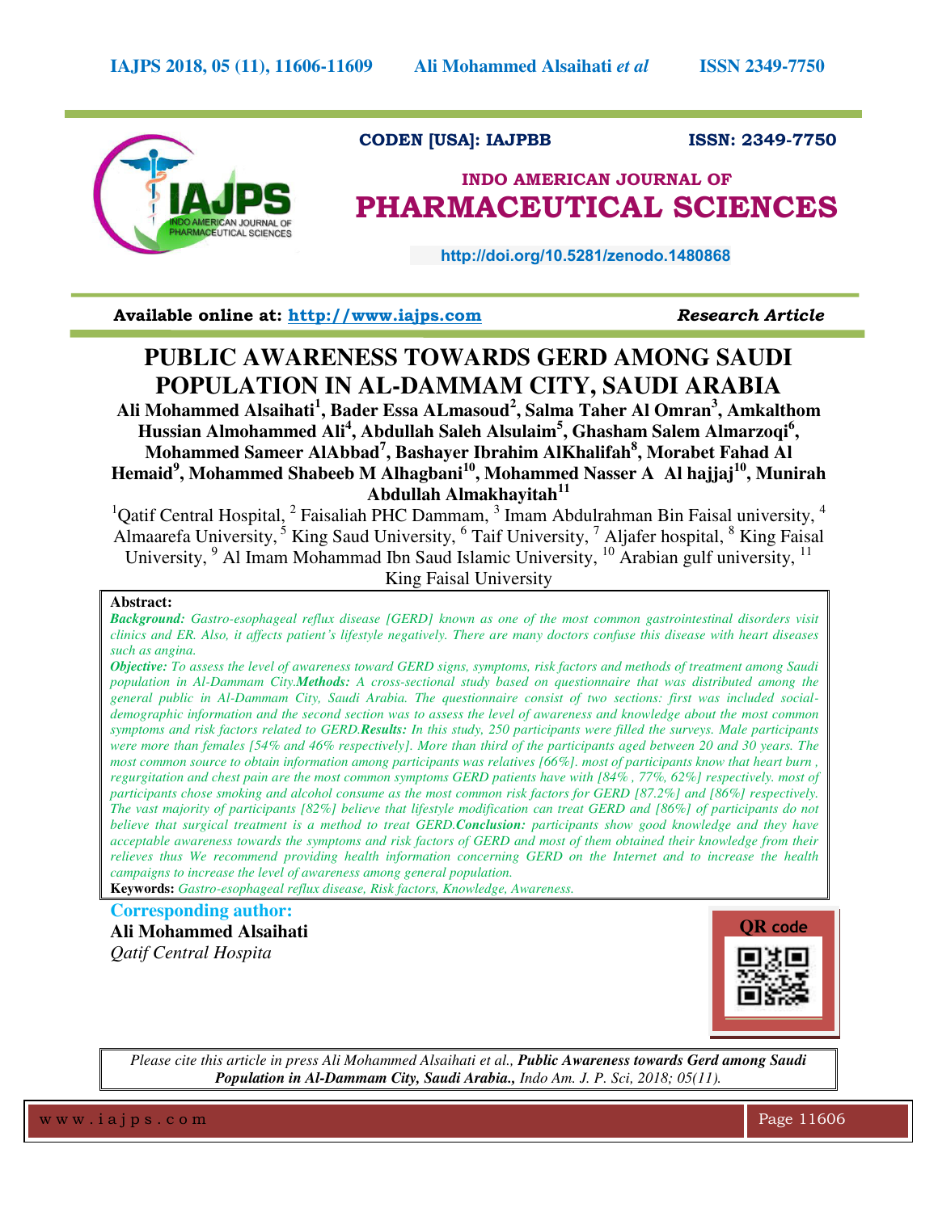CODEN [USA]: IAJPBB ISSN: 2349-7750

INDO AMERICAN JOURNAL OF
PHARMACEUTICAL SCIENCES

http://doi.org/10.5281/zenodo.1480868

**Available online at: http://www.iajps.com** *Research Article*

# PUBLIC AWARENESS TOWARDS GERD AMONG SAUDI POPULATION IN AL-DAMMAM CITY, SAUDI ARABIA

**Ali Mohammed Alsaihati[1], Bader Essa ALmasoud[2], Salma Taher Al Omran[3], Amkalthom Hussian Almohammed Ali[4], Abdullah Saleh Alsulaim[5], Ghasham Salem Almarzoqi[6], Mohammed Sameer AlAbbad[7], Bashayer Ibrahim AlKhalifah[8], Morabet Fahad Al Hemaid[9], Mohammed Shabeeb M Alhagbani[10], Mohammed Nasser A Al hajjaj[10], Munirah Abdullah Almakhayitah[11]**

[1]Qatif Central Hospital, [2] Faisaliah PHC Dammam, [3] Imam Abdulrahman Bin Faisal university, [4] Almaarefa University, [5] King Saud University, [6] Taif University, [7] Aljafer hospital, [8] King Faisal University, [9] Al Imam Mohammad Ibn Saud Islamic University, [10] Arabian gulf university, [11] King Faisal University

**Abstract:**

***Background:*** *Gastro-esophageal reflux disease [GERD] known as one of the most common gastrointestinal disorders visit clinics and ER. Also, it affects patient's lifestyle negatively. There are many doctors confuse this disease with heart diseases such as angina.*

***Objective:*** *To assess the level of awareness toward GERD signs, symptoms, risk factors and methods of treatment among Saudi population in Al-Dammam City.* ***Methods:*** *A cross-sectional study based on questionnaire that was distributed among the general public in Al-Dammam City, Saudi Arabia. The questionnaire consist of two sections: first was included social-demographic information and the second section was to assess the level of awareness and knowledge about the most common symptoms and risk factors related to GERD.* ***Results:*** *In this study, 250 participants were filled the surveys. Male participants were more than females [54% and 46% respectively]. More than third of the participants aged between 20 and 30 years. The most common source to obtain information among participants was relatives [66%]. most of participants know that heart burn , regurgitation and chest pain are the most common symptoms GERD patients have with [84% , 77%, 62%] respectively. most of participants chose smoking and alcohol consume as the most common risk factors for GERD [87.2%] and [86%] respectively. The vast majority of participants [82%] believe that lifestyle modification can treat GERD and [86%] of participants do not believe that surgical treatment is a method to treat GERD.* ***Conclusion:*** *participants show good knowledge and they have acceptable awareness towards the symptoms and risk factors of GERD and most of them obtained their knowledge from their relieves thus We recommend providing health information concerning GERD on the Internet and to increase the health campaigns to increase the level of awareness among general population.*

**Keywords:** *Gastro-esophageal reflux disease, Risk factors, Knowledge, Awareness.*

**Corresponding author:**

**Ali Mohammed Alsaihati**

*Qatif Central Hospita*

QR code

*Please cite this article in press Ali Mohammed Alsaihati et al.,* ***Public Awareness towards Gerd among Saudi Population in Al-Dammam City, Saudi Arabia.,*** *Indo Am. J. P. Sci, 2018; 05(11).*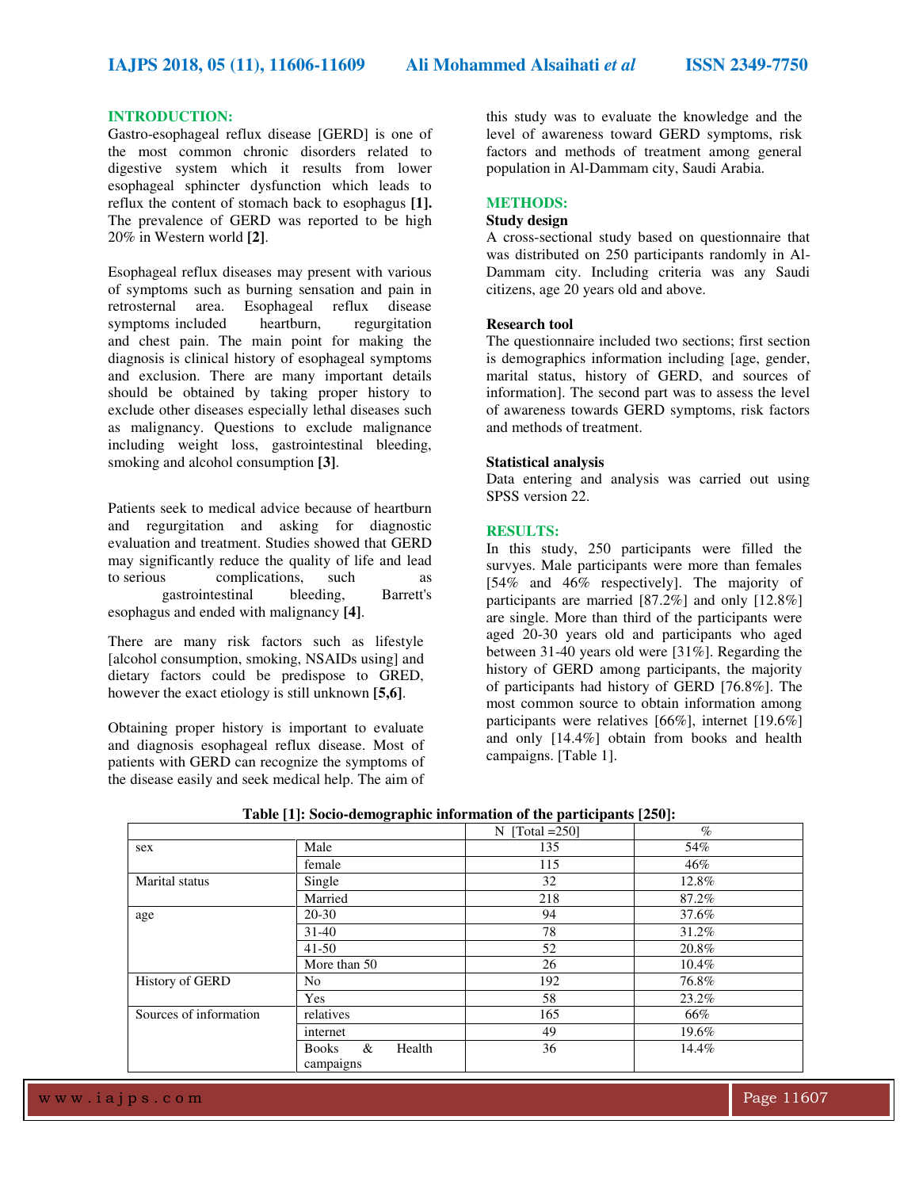## INTRODUCTION:

Gastro-esophageal reflux disease [GERD] is one of the most common chronic disorders related to digestive system which it results from lower esophageal sphincter dysfunction which leads to reflux the content of stomach back to esophagus **[1].** The prevalence of GERD was reported to be high 20% in Western world **[2]**.

Esophageal reflux diseases may present with various of symptoms such as burning sensation and pain in retrosternal area. Esophageal reflux disease symptoms included heartburn, regurgitation and chest pain. The main point for making the diagnosis is clinical history of esophageal symptoms and exclusion. There are many important details should be obtained by taking proper history to exclude other diseases especially lethal diseases such as malignancy. Questions to exclude malignance including weight loss, gastrointestinal bleeding, smoking and alcohol consumption **[3]**.

Patients seek to medical advice because of heartburn and regurgitation and asking for diagnostic evaluation and treatment. Studies showed that GERD may significantly reduce the quality of life and lead to serious complications, such as gastrointestinal bleeding, Barrett's esophagus and ended with malignancy **[4]**.

There are many risk factors such as lifestyle [alcohol consumption, smoking, NSAIDs using] and dietary factors could be predispose to GRED, however the exact etiology is still unknown **[5,6]**.

Obtaining proper history is important to evaluate and diagnosis esophageal reflux disease. Most of patients with GERD can recognize the symptoms of the disease easily and seek medical help. The aim of this study was to evaluate the knowledge and the level of awareness toward GERD symptoms, risk factors and methods of treatment among general population in Al-Dammam city, Saudi Arabia.

## METHODS:

### Study design

A cross-sectional study based on questionnaire that was distributed on 250 participants randomly in Al-Dammam city. Including criteria was any Saudi citizens, age 20 years old and above.

### Research tool

The questionnaire included two sections; first section is demographics information including [age, gender, marital status, history of GERD, and sources of information]. The second part was to assess the level of awareness towards GERD symptoms, risk factors and methods of treatment.

### Statistical analysis

Data entering and analysis was carried out using SPSS version 22.

## RESULTS:

In this study, 250 participants were filled the survyes. Male participants were more than females [54% and 46% respectively]. The majority of participants are married [87.2%] and only [12.8%] are single. More than third of the participants were aged 20-30 years old and participants who aged between 31-40 years old were [31%]. Regarding the history of GERD among participants, the majority of participants had history of GERD [76.8%]. The most common source to obtain information among participants were relatives [66%], internet [19.6%] and only [14.4%] obtain from books and health campaigns. [Table 1].

**Table [1]: Socio-demographic information of the participants [250]:**

| | | N [Total =250] | % |
|---|---|---|---|
| sex | Male | 135 | 54% |
| | female | 115 | 46% |
| Marital status | Single | 32 | 12.8% |
| | Married | 218 | 87.2% |
| age | 20-30 | 94 | 37.6% |
| | 31-40 | 78 | 31.2% |
| | 41-50 | 52 | 20.8% |
| | More than 50 | 26 | 10.4% |
| History of GERD | No | 192 | 76.8% |
| | Yes | 58 | 23.2% |
| Sources of information | relatives | 165 | 66% |
| | internet | 49 | 19.6% |
| | Books & Health campaigns | 36 | 14.4% |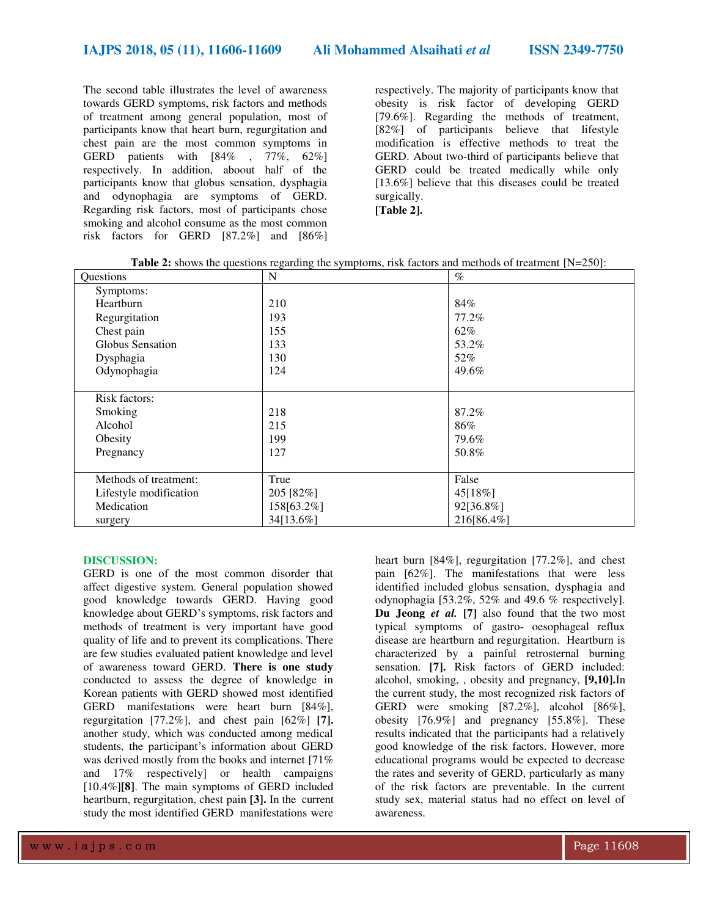The second table illustrates the level of awareness towards GERD symptoms, risk factors and methods of treatment among general population, most of participants know that heart burn, regurgitation and chest pain are the most common symptoms in GERD patients with [84% , 77%, 62%] respectively. In addition, aboout half of the participants know that globus sensation, dysphagia and odynophagia are symptoms of GERD. Regarding risk factors, most of participants chose smoking and alcohol consume as the most common risk factors for GERD [87.2%] and [86%] respectively. The majority of participants know that obesity is risk factor of developing GERD [79.6%]. Regarding the methods of treatment, [82%] of participants believe that lifestyle modification is effective methods to treat the GERD. About two-third of participants believe that GERD could be treated medically while only [13.6%] believe that this diseases could be treated surgically.

**[Table 2].**

**Table 2:** shows the questions regarding the symptoms, risk factors and methods of treatment [N=250]:

| Questions | N | % |
|---|---|---|
| Symptoms: | | |
| Heartburn | 210 | 84% |
| Regurgitation | 193 | 77.2% |
| Chest pain | 155 | 62% |
| Globus Sensation | 133 | 53.2% |
| Dysphagia | 130 | 52% |
| Odynophagia | 124 | 49.6% |
| Risk factors: | | |
| Smoking | 218 | 87.2% |
| Alcohol | 215 | 86% |
| Obesity | 199 | 79.6% |
| Pregnancy | 127 | 50.8% |
| Methods of treatment: | True | False |
| Lifestyle modification | 205 [82%] | 45[18%] |
| Medication | 158[63.2%] | 92[36.8%] |
| surgery | 34[13.6%] | 216[86.4%] |

## DISCUSSION:

GERD is one of the most common disorder that affect digestive system. General population showed good knowledge towards GERD. Having good knowledge about GERD's symptoms, risk factors and methods of treatment is very important have good quality of life and to prevent its complications. There are few studies evaluated patient knowledge and level of awareness toward GERD. **There is one study** conducted to assess the degree of knowledge in Korean patients with GERD showed most identified GERD manifestations were heart burn [84%], regurgitation [77.2%], and chest pain [62%] **[7].** another study, which was conducted among medical students, the participant's information about GERD was derived mostly from the books and internet [71% and 17% respectively] or health campaigns [10.4%]**[8]**. The main symptoms of GERD included heartburn, regurgitation, chest pain **[3].** In the current study the most identified GERD manifestations were heart burn [84%], regurgitation [77.2%], and chest pain [62%]. The manifestations that were less identified included globus sensation, dysphagia and odynophagia [53.2%, 52% and 49.6 % respectively]. **Du Jeong *et al.* [7]** also found that the two most typical symptoms of gastro- oesophageal reflux disease are heartburn and regurgitation. Heartburn is characterized by a painful retrosternal burning sensation. **[7].** Risk factors of GERD included: alcohol, smoking, , obesity and pregnancy, **[9,10].**In the current study, the most recognized risk factors of GERD were smoking [87.2%], alcohol [86%], obesity [76.9%] and pregnancy [55.8%]. These results indicated that the participants had a relatively good knowledge of the risk factors. However, more educational programs would be expected to decrease the rates and severity of GERD, particularly as many of the risk factors are preventable. In the current study sex, material status had no effect on level of awareness.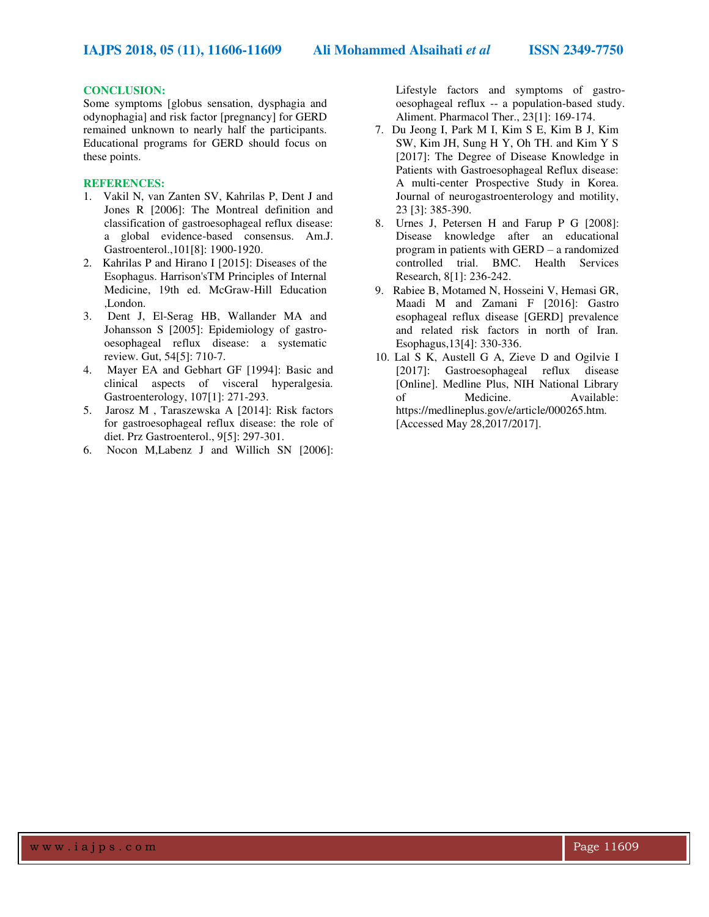## CONCLUSION:

Some symptoms [globus sensation, dysphagia and odynophagia] and risk factor [pregnancy] for GERD remained unknown to nearly half the participants. Educational programs for GERD should focus on these points.

## REFERENCES:

1. Vakil N, van Zanten SV, Kahrilas P, Dent J and Jones R [2006]: The Montreal definition and classification of gastroesophageal reflux disease: a global evidence-based consensus. Am.J. Gastroenterol.,101[8]: 1900-1920.
2. Kahrilas P and Hirano I [2015]: Diseases of the Esophagus. Harrison'sTM Principles of Internal Medicine, 19th ed. McGraw-Hill Education ,London.
3. Dent J, El-Serag HB, Wallander MA and Johansson S [2005]: Epidemiology of gastro-oesophageal reflux disease: a systematic review. Gut, 54[5]: 710-7.
4. Mayer EA and Gebhart GF [1994]: Basic and clinical aspects of visceral hyperalgesia. Gastroenterology, 107[1]: 271-293.
5. Jarosz M , Taraszewska A [2014]: Risk factors for gastroesophageal reflux disease: the role of diet. Prz Gastroenterol., 9[5]: 297-301.
6. Nocon M,Labenz J and Willich SN [2006]: Lifestyle factors and symptoms of gastro-oesophageal reflux -- a population-based study. Aliment. Pharmacol Ther., 23[1]: 169-174.
7. Du Jeong I, Park M I, Kim S E, Kim B J, Kim SW, Kim JH, Sung H Y, Oh TH. and Kim Y S [2017]: The Degree of Disease Knowledge in Patients with Gastroesophageal Reflux disease: A multi-center Prospective Study in Korea. Journal of neurogastroenterology and motility, 23 [3]: 385-390.
8. Urnes J, Petersen H and Farup P G [2008]: Disease knowledge after an educational program in patients with GERD – a randomized controlled trial. BMC. Health Services Research, 8[1]: 236-242.
9. Rabiee B, Motamed N, Hosseini V, Hemasi GR, Maadi M and Zamani F [2016]: Gastro esophageal reflux disease [GERD] prevalence and related risk factors in north of Iran. Esophagus,13[4]: 330-336.
10. Lal S K, Austell G A, Zieve D and Ogilvie I [2017]: Gastroesophageal reflux disease [Online]. Medline Plus, NIH National Library of Medicine. Available: https://medlineplus.gov/e/article/000265.htm. [Accessed May 28,2017/2017].